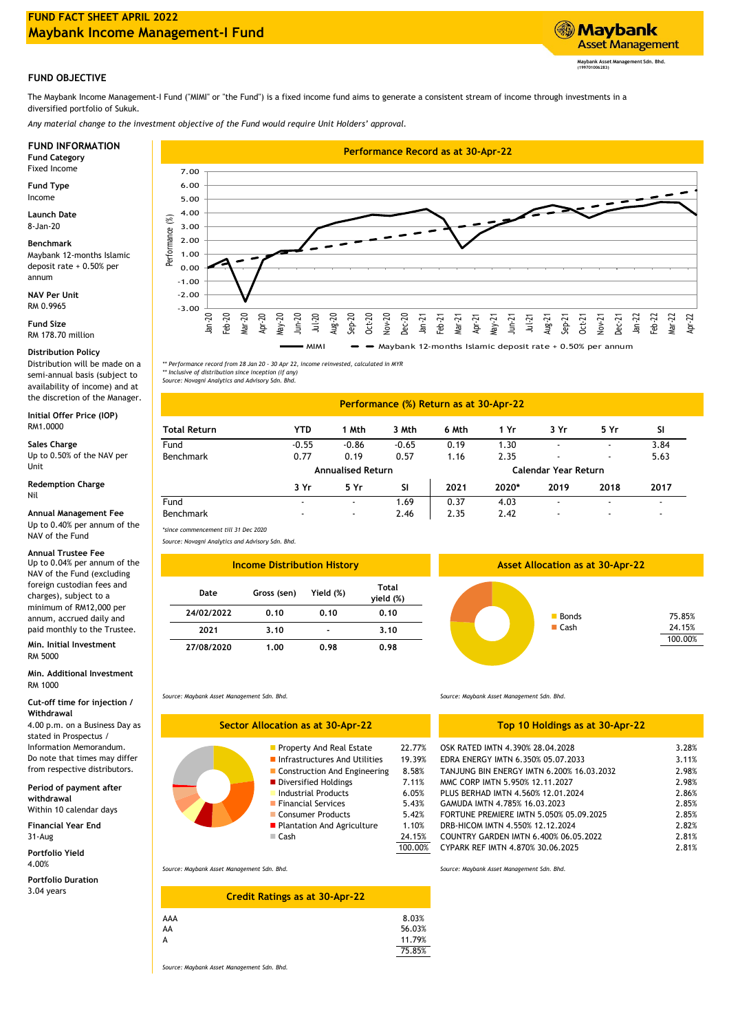# FUND FACT SHEET APRIL 2022

## Maybank Income Management-I Fund

Maybank Asset Management

Maybank Asset Management Sdn. Bhd. (199701006283)

### FUND OBJECTIVE

The Maybank Income Management-I Fund ("MIMI" or "the Fund") is a fixed income fund aims to generate a consistent stream of income through investments in a diversified portfolio of Sukuk.

*Any material change to the investment objective of the Fund would require Unit Holders' approval.*

### FUND INFORMATION

**Fund Category**
Fixed Income

**Fund Type**
Income

**Launch Date**
8-Jan-20

**Benchmark**
Maybank 12-months Islamic deposit rate + 0.50% per annum

**NAV Per Unit**
RM 0.9965

**Fund Size**
RM 178.70 million

**Distribution Policy**
Distribution will be made on a semi-annual basis (subject to availability of income) and at the discretion of the Manager.

**Initial Offer Price (IOP)**
RM1.0000

**Sales Charge**
Up to 0.50% of the NAV per Unit

**Redemption Charge**
Nil

**Annual Management Fee**
Up to 0.40% per annum of the NAV of the Fund

**Annual Trustee Fee**
Up to 0.04% per annum of the NAV of the Fund (excluding foreign custodian fees and charges), subject to a minimum of RM12,000 per annum, accrued daily and paid monthly to the Trustee.

**Min. Initial Investment**
RM 5000

**Min. Additional Investment**
RM 1000

**Cut-off time for injection / Withdrawal**
4.00 p.m. on a Business Day as stated in Prospectus / Information Memorandum. Do note that times may differ from respective distributors.

**Period of payment after withdrawal**
Within 10 calendar days

**Financial Year End**
31-Aug

**Portfolio Yield**
4.00%

**Portfolio Duration**
3.04 years

### Performance Record as at 30-Apr-22

Performance (%)

7.00
6.00
5.00
4.00
3.00
2.00
1.00
0.00
-1.00
-2.00
-3.00

Jan-20 Feb-20 Mar-20 Apr-20 May-20 Jun-20 Jul-20 Aug-20 Sep-20 Oct-20 Nov-20 Dec-20 Jan-21 Feb-21 Mar-21 Apr-21 May-21 Jun-21 Jul-21 Aug-21 Sep-21 Oct-21 Nov-21 Dec-21 Jan-22 Feb-22 Mar-22 Apr-22

MIMI
Maybank 12-months Islamic deposit rate + 0.50% per annum

*\*\* Performance record from 28 Jan 20 - 30 Apr 22, income reinvested, calculated in MYR*
*\*\* Inclusive of distribution since inception (if any)*
*Source: Novagni Analytics and Advisory Sdn. Bhd.*

### Performance (%) Return as at 30-Apr-22

| Total Return | YTD | 1 Mth | 3 Mth | 6 Mth | 1 Yr | 3 Yr | 5 Yr | SI |
|---|---|---|---|---|---|---|---|---|
| Fund | -0.55 | -0.86 | -0.65 | 0.19 | 1.30 | - | - | 3.84 |
| Benchmark | 0.77 | 0.19 | 0.57 | 1.16 | 2.35 | - | - | 5.63 |
| | Annualised Return | | | Calendar Year Return | | | | |
| | 3 Yr | 5 Yr | SI | 2021 | 2020* | 2019 | 2018 | 2017 |
| Fund | - | - | 1.69 | 0.37 | 4.03 | - | - | - |
| Benchmark | - | - | 2.46 | 2.35 | 2.42 | - | - | - |

*\*since commencement till 31 Dec 2020*

*Source: Novagni Analytics and Advisory Sdn. Bhd.*

### Income Distribution History

| Date | Gross (sen) | Yield (%) | Total yield (%) |
|---|---|---|---|
| 24/02/2022 | 0.10 | 0.10 | 0.10 |
| 2021 | 3.10 | - | 3.10 |
| 27/08/2020 | 1.00 | 0.98 | 0.98 |

*Source: Maybank Asset Management Sdn. Bhd.*

### Asset Allocation as at 30-Apr-22

| | |
|---|---|
| Bonds | 75.85% |
| Cash | 24.15% |
| | 100.00% |

*Source: Maybank Asset Management Sdn. Bhd.*

### Sector Allocation as at 30-Apr-22

| | |
|---|---|
| Property And Real Estate | 22.77% |
| Infrastructures And Utilities | 19.39% |
| Construction And Engineering | 8.58% |
| Diversified Holdings | 7.11% |
| Industrial Products | 6.05% |
| Financial Services | 5.43% |
| Consumer Products | 5.42% |
| Plantation And Agriculture | 1.10% |
| Cash | 24.15% |
| | 100.00% |

*Source: Maybank Asset Management Sdn. Bhd.*

### Top 10 Holdings as at 30-Apr-22

| | |
|---|---|
| OSK RATED IMTN 4.390% 28.04.2028 | 3.28% |
| EDRA ENERGY IMTN 6.350% 05.07.2033 | 3.11% |
| TANJUNG BIN ENERGY IMTN 6.200% 16.03.2032 | 2.98% |
| MMC CORP IMTN 5.950% 12.11.2027 | 2.98% |
| PLUS BERHAD IMTN 4.560% 12.01.2024 | 2.86% |
| GAMUDA IMTN 4.785% 16.03.2023 | 2.85% |
| FORTUNE PREMIERE IMTN 5.050% 05.09.2025 | 2.85% |
| DRB-HICOM IMTN 4.550% 12.12.2024 | 2.82% |
| COUNTRY GARDEN IMTN 6.400% 06.05.2022 | 2.81% |
| CYPARK REF IMTN 4.870% 30.06.2025 | 2.81% |

*Source: Maybank Asset Management Sdn. Bhd.*

### Credit Ratings as at 30-Apr-22

| | |
|---|---|
| AAA | 8.03% |
| AA | 56.03% |
| A | 11.79% |
| | 75.85% |

*Source: Maybank Asset Management Sdn. Bhd.*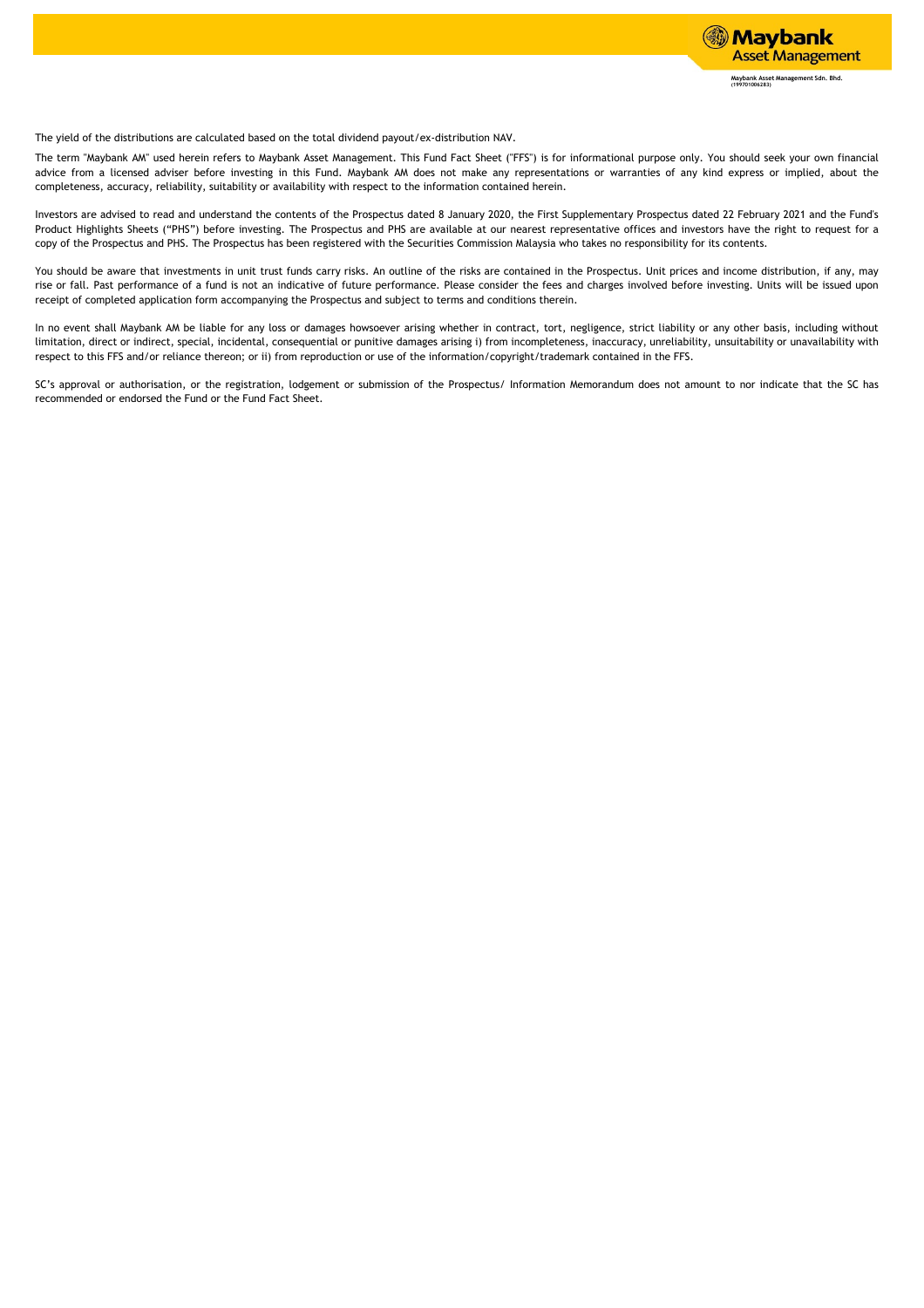The yield of the distributions are calculated based on the total dividend payout/ex-distribution NAV.

The term "Maybank AM" used herein refers to Maybank Asset Management. This Fund Fact Sheet ("FFS") is for informational purpose only. You should seek your own financial advice from a licensed adviser before investing in this Fund. Maybank AM does not make any representations or warranties of any kind express or implied, about the completeness, accuracy, reliability, suitability or availability with respect to the information contained herein.

Investors are advised to read and understand the contents of the Prospectus dated 8 January 2020, the First Supplementary Prospectus dated 22 February 2021 and the Fund's Product Highlights Sheets ("PHS") before investing. The Prospectus and PHS are available at our nearest representative offices and investors have the right to request for a copy of the Prospectus and PHS. The Prospectus has been registered with the Securities Commission Malaysia who takes no responsibility for its contents.

You should be aware that investments in unit trust funds carry risks. An outline of the risks are contained in the Prospectus. Unit prices and income distribution, if any, may rise or fall. Past performance of a fund is not an indicative of future performance. Please consider the fees and charges involved before investing. Units will be issued upon receipt of completed application form accompanying the Prospectus and subject to terms and conditions therein.

In no event shall Maybank AM be liable for any loss or damages howsoever arising whether in contract, tort, negligence, strict liability or any other basis, including without limitation, direct or indirect, special, incidental, consequential or punitive damages arising i) from incompleteness, inaccuracy, unreliability, unsuitability or unavailability with respect to this FFS and/or reliance thereon; or ii) from reproduction or use of the information/copyright/trademark contained in the FFS.

SC's approval or authorisation, or the registration, lodgement or submission of the Prospectus/ Information Memorandum does not amount to nor indicate that the SC has recommended or endorsed the Fund or the Fund Fact Sheet.